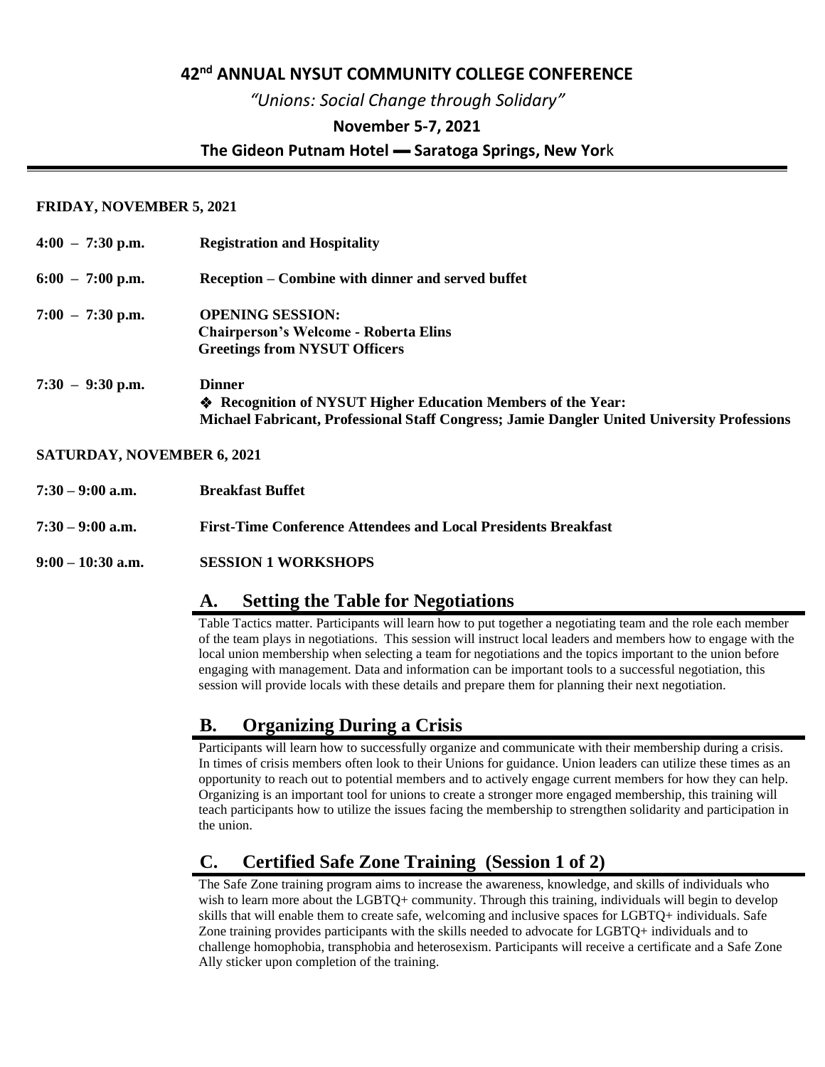# 42nd ANNUAL NYSUT COMMUNITY COLLEGE CONFERENCE

*"Unions: Social Change through Solidary"*

**November 5-7, 2021**

**The Gideon Putnam Hotel ▬ Saratoga Springs, New Yor**k

---

**FRIDAY, NOVEMBER 5, 2021**

**4:00 – 7:30 p.m.** **Registration and Hospitality**

**6:00 – 7:00 p.m.** **Reception – Combine with dinner and served buffet**

**7:00 – 7:30 p.m.** **OPENING SESSION:**
**Chairperson's Welcome - Roberta Elins**
**Greetings from NYSUT Officers**

**7:30 – 9:30 p.m.** **Dinner**
❖ **Recognition of NYSUT Higher Education Members of the Year:**
**Michael Fabricant, Professional Staff Congress; Jamie Dangler United University Professions**

**SATURDAY, NOVEMBER 6, 2021**

**7:30 – 9:00 a.m.** **Breakfast Buffet**

**7:30 – 9:00 a.m.** **First-Time Conference Attendees and Local Presidents Breakfast**

**9:00 – 10:30 a.m.** **SESSION 1 WORKSHOPS**

## A. Setting the Table for Negotiations

Table Tactics matter. Participants will learn how to put together a negotiating team and the role each member of the team plays in negotiations. This session will instruct local leaders and members how to engage with the local union membership when selecting a team for negotiations and the topics important to the union before engaging with management. Data and information can be important tools to a successful negotiation, this session will provide locals with these details and prepare them for planning their next negotiation.

## B. Organizing During a Crisis

Participants will learn how to successfully organize and communicate with their membership during a crisis. In times of crisis members often look to their Unions for guidance. Union leaders can utilize these times as an opportunity to reach out to potential members and to actively engage current members for how they can help. Organizing is an important tool for unions to create a stronger more engaged membership, this training will teach participants how to utilize the issues facing the membership to strengthen solidarity and participation in the union.

## C. Certified Safe Zone Training (Session 1 of 2)

The Safe Zone training program aims to increase the awareness, knowledge, and skills of individuals who wish to learn more about the LGBTQ+ community. Through this training, individuals will begin to develop skills that will enable them to create safe, welcoming and inclusive spaces for LGBTQ+ individuals. Safe Zone training provides participants with the skills needed to advocate for LGBTQ+ individuals and to challenge homophobia, transphobia and heterosexism. Participants will receive a certificate and a Safe Zone Ally sticker upon completion of the training.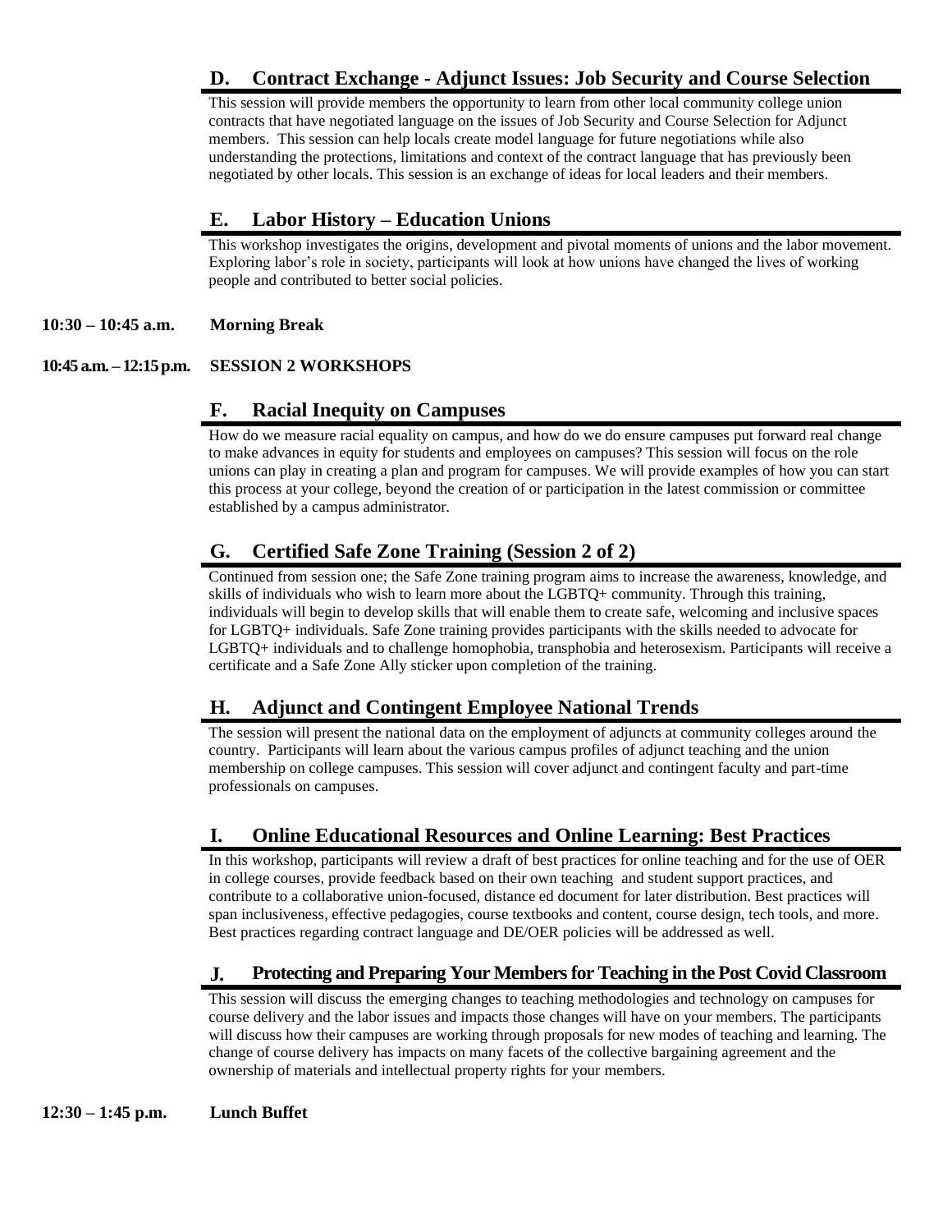### D. Contract Exchange - Adjunct Issues: Job Security and Course Selection

This session will provide members the opportunity to learn from other local community college union contracts that have negotiated language on the issues of Job Security and Course Selection for Adjunct members. This session can help locals create model language for future negotiations while also understanding the protections, limitations and context of the contract language that has previously been negotiated by other locals. This session is an exchange of ideas for local leaders and their members.

### E. Labor History – Education Unions

This workshop investigates the origins, development and pivotal moments of unions and the labor movement. Exploring labor's role in society, participants will look at how unions have changed the lives of working people and contributed to better social policies.

**10:30 – 10:45 a.m.** **Morning Break**

**10:45 a.m. – 12:15 p.m.** **SESSION 2 WORKSHOPS**

### F. Racial Inequity on Campuses

How do we measure racial equality on campus, and how do we do ensure campuses put forward real change to make advances in equity for students and employees on campuses? This session will focus on the role unions can play in creating a plan and program for campuses. We will provide examples of how you can start this process at your college, beyond the creation of or participation in the latest commission or committee established by a campus administrator.

### G. Certified Safe Zone Training (Session 2 of 2)

Continued from session one; the Safe Zone training program aims to increase the awareness, knowledge, and skills of individuals who wish to learn more about the LGBTQ+ community. Through this training, individuals will begin to develop skills that will enable them to create safe, welcoming and inclusive spaces for LGBTQ+ individuals. Safe Zone training provides participants with the skills needed to advocate for LGBTQ+ individuals and to challenge homophobia, transphobia and heterosexism. Participants will receive a certificate and a Safe Zone Ally sticker upon completion of the training.

### H. Adjunct and Contingent Employee National Trends

The session will present the national data on the employment of adjuncts at community colleges around the country. Participants will learn about the various campus profiles of adjunct teaching and the union membership on college campuses. This session will cover adjunct and contingent faculty and part-time professionals on campuses.

### I. Online Educational Resources and Online Learning: Best Practices

In this workshop, participants will review a draft of best practices for online teaching and for the use of OER in college courses, provide feedback based on their own teaching and student support practices, and contribute to a collaborative union-focused, distance ed document for later distribution. Best practices will span inclusiveness, effective pedagogies, course textbooks and content, course design, tech tools, and more. Best practices regarding contract language and DE/OER policies will be addressed as well.

### J. Protecting and Preparing Your Members for Teaching in the Post Covid Classroom

This session will discuss the emerging changes to teaching methodologies and technology on campuses for course delivery and the labor issues and impacts those changes will have on your members. The participants will discuss how their campuses are working through proposals for new modes of teaching and learning. The change of course delivery has impacts on many facets of the collective bargaining agreement and the ownership of materials and intellectual property rights for your members.

**12:30 – 1:45 p.m.** **Lunch Buffet**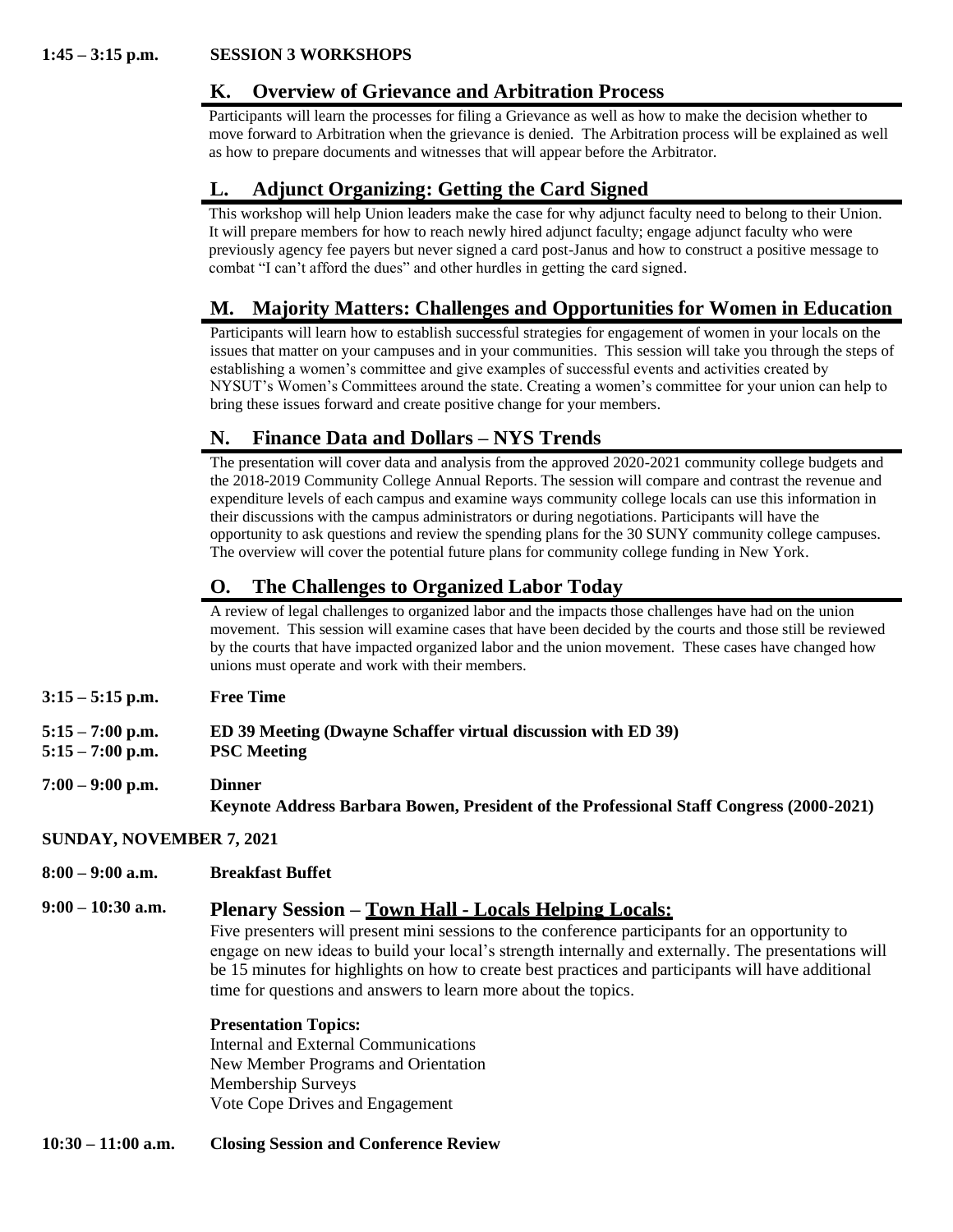**1:45 – 3:15 p.m.** **SESSION 3 WORKSHOPS**

## K. Overview of Grievance and Arbitration Process

Participants will learn the processes for filing a Grievance as well as how to make the decision whether to move forward to Arbitration when the grievance is denied. The Arbitration process will be explained as well as how to prepare documents and witnesses that will appear before the Arbitrator.

## L. Adjunct Organizing: Getting the Card Signed

This workshop will help Union leaders make the case for why adjunct faculty need to belong to their Union. It will prepare members for how to reach newly hired adjunct faculty; engage adjunct faculty who were previously agency fee payers but never signed a card post-Janus and how to construct a positive message to combat "I can't afford the dues" and other hurdles in getting the card signed.

## M. Majority Matters: Challenges and Opportunities for Women in Education

Participants will learn how to establish successful strategies for engagement of women in your locals on the issues that matter on your campuses and in your communities. This session will take you through the steps of establishing a women's committee and give examples of successful events and activities created by NYSUT's Women's Committees around the state. Creating a women's committee for your union can help to bring these issues forward and create positive change for your members.

## N. Finance Data and Dollars – NYS Trends

The presentation will cover data and analysis from the approved 2020-2021 community college budgets and the 2018-2019 Community College Annual Reports. The session will compare and contrast the revenue and expenditure levels of each campus and examine ways community college locals can use this information in their discussions with the campus administrators or during negotiations. Participants will have the opportunity to ask questions and review the spending plans for the 30 SUNY community college campuses. The overview will cover the potential future plans for community college funding in New York.

## O. The Challenges to Organized Labor Today

A review of legal challenges to organized labor and the impacts those challenges have had on the union movement. This session will examine cases that have been decided by the courts and those still be reviewed by the courts that have impacted organized labor and the union movement. These cases have changed how unions must operate and work with their members.

**3:15 – 5:15 p.m.** **Free Time**

**5:15 – 7:00 p.m.** **ED 39 Meeting (Dwayne Schaffer virtual discussion with ED 39)**
**5:15 – 7:00 p.m.** **PSC Meeting**

**7:00 – 9:00 p.m.** **Dinner**
**Keynote Address Barbara Bowen, President of the Professional Staff Congress (2000-2021)**

**SUNDAY, NOVEMBER 7, 2021**

**8:00 – 9:00 a.m.** **Breakfast Buffet**

**9:00 – 10:30 a.m.** **Plenary Session – Town Hall - Locals Helping Locals:**

Five presenters will present mini sessions to the conference participants for an opportunity to engage on new ideas to build your local's strength internally and externally. The presentations will be 15 minutes for highlights on how to create best practices and participants will have additional time for questions and answers to learn more about the topics.

**Presentation Topics:**
Internal and External Communications
New Member Programs and Orientation
Membership Surveys
Vote Cope Drives and Engagement

**10:30 – 11:00 a.m.** **Closing Session and Conference Review**